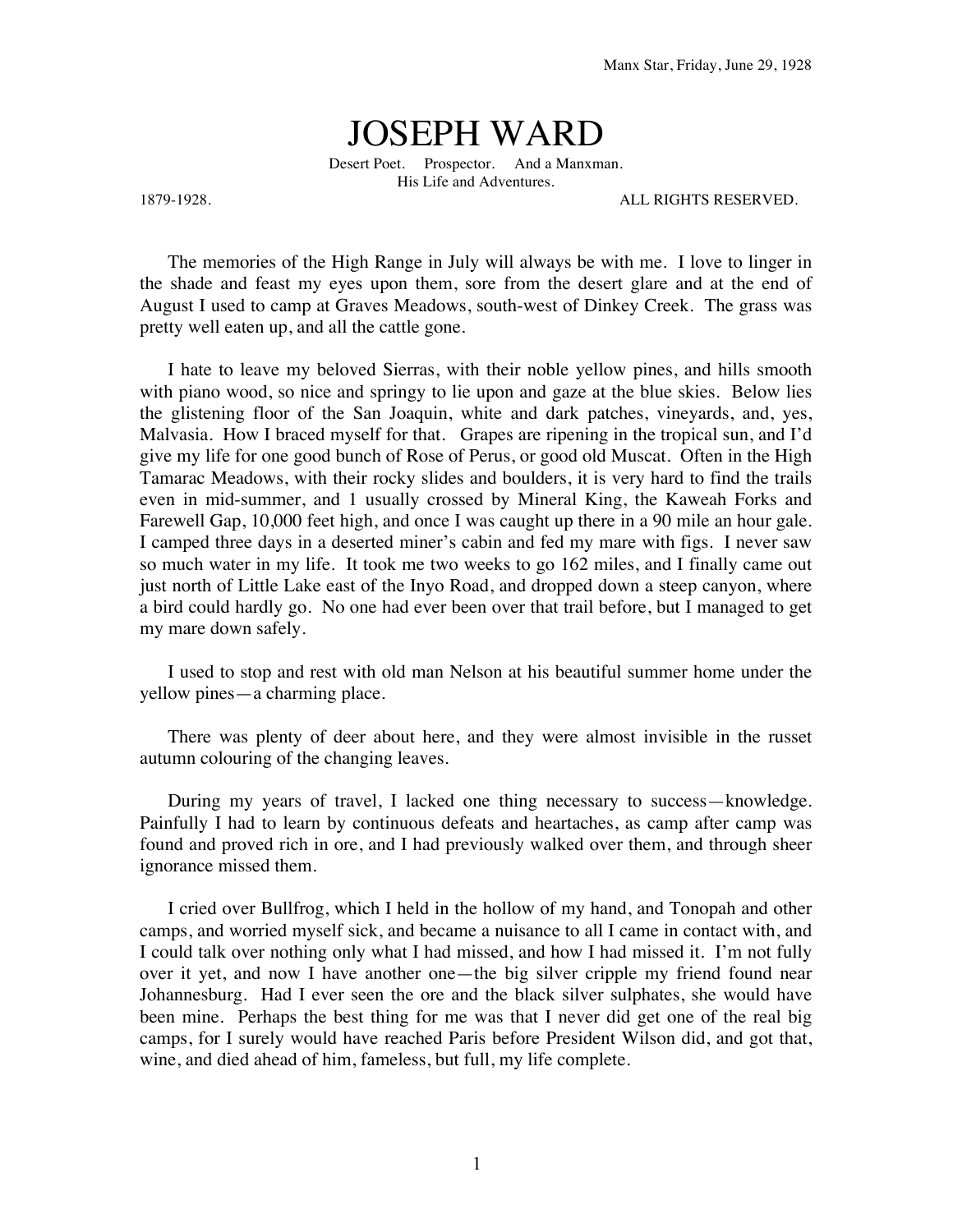Manx Star, Friday, June 29, 1928

# JOSEPH WARD

Desert Poet. Prospector. And a Manxman.
His Life and Adventures.

1879-1928. ALL RIGHTS RESERVED.

The memories of the High Range in July will always be with me. I love to linger in the shade and feast my eyes upon them, sore from the desert glare and at the end of August I used to camp at Graves Meadows, south-west of Dinkey Creek. The grass was pretty well eaten up, and all the cattle gone.

I hate to leave my beloved Sierras, with their noble yellow pines, and hills smooth with piano wood, so nice and springy to lie upon and gaze at the blue skies. Below lies the glistening floor of the San Joaquin, white and dark patches, vineyards, and, yes, Malvasia. How I braced myself for that. Grapes are ripening in the tropical sun, and I'd give my life for one good bunch of Rose of Perus, or good old Muscat. Often in the High Tamarac Meadows, with their rocky slides and boulders, it is very hard to find the trails even in mid-summer, and 1 usually crossed by Mineral King, the Kaweah Forks and Farewell Gap, 10,000 feet high, and once I was caught up there in a 90 mile an hour gale. I camped three days in a deserted miner's cabin and fed my mare with figs. I never saw so much water in my life. It took me two weeks to go 162 miles, and I finally came out just north of Little Lake east of the Inyo Road, and dropped down a steep canyon, where a bird could hardly go. No one had ever been over that trail before, but I managed to get my mare down safely.

I used to stop and rest with old man Nelson at his beautiful summer home under the yellow pines—a charming place.

There was plenty of deer about here, and they were almost invisible in the russet autumn colouring of the changing leaves.

During my years of travel, I lacked one thing necessary to success—knowledge. Painfully I had to learn by continuous defeats and heartaches, as camp after camp was found and proved rich in ore, and I had previously walked over them, and through sheer ignorance missed them.

I cried over Bullfrog, which I held in the hollow of my hand, and Tonopah and other camps, and worried myself sick, and became a nuisance to all I came in contact with, and I could talk over nothing only what I had missed, and how I had missed it. I'm not fully over it yet, and now I have another one—the big silver cripple my friend found near Johannesburg. Had I ever seen the ore and the black silver sulphates, she would have been mine. Perhaps the best thing for me was that I never did get one of the real big camps, for I surely would have reached Paris before President Wilson did, and got that, wine, and died ahead of him, fameless, but full, my life complete.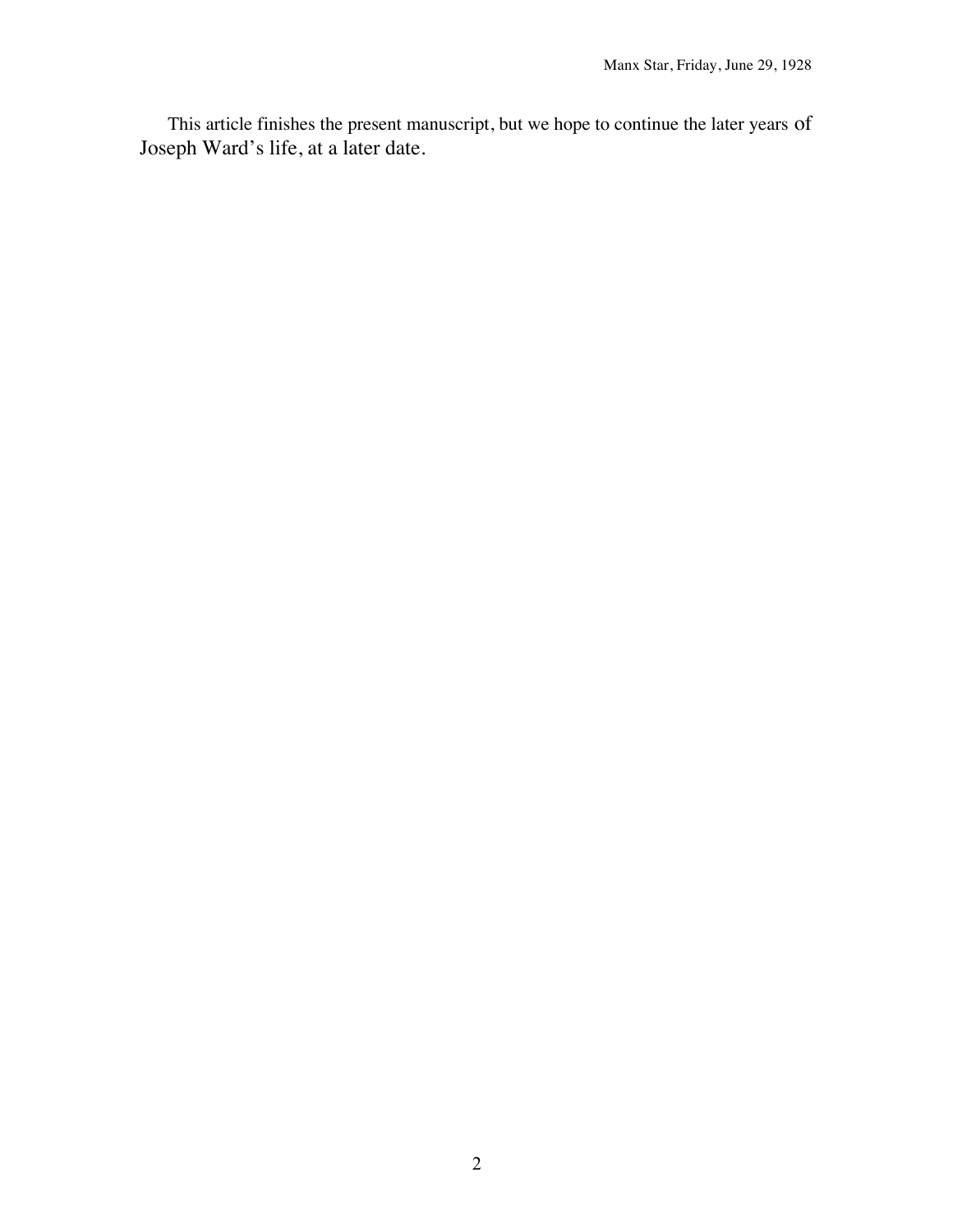This article finishes the present manuscript, but we hope to continue the later years of Joseph Ward's life, at a later date.